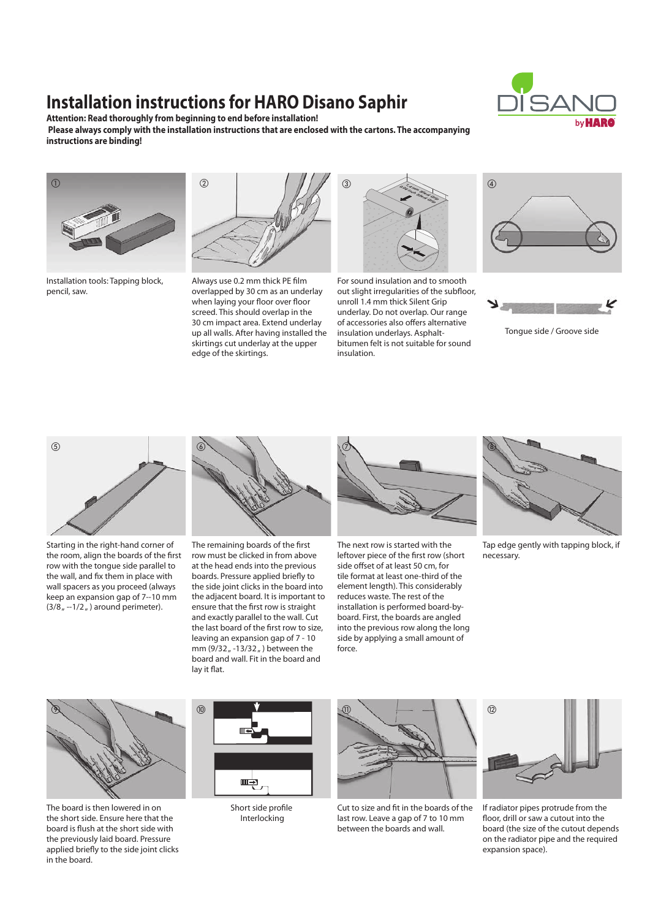# Installation instructions for HARO Disano Saphir

**Attention: Read thoroughly from beginning to end before installation!**

**Please always comply with the installation instructions that are enclosed with the cartons. The accompanying instructions are binding!**

① Installation tools: Tapping block, pencil, saw.

② Always use 0.2 mm thick PE film overlapped by 30 cm as an underlay when laying your floor over floor screed. This should overlap in the 30 cm impact area. Extend underlay up all walls. After having installed the skirtings cut underlay at the upper edge of the skirtings.

③ For sound insulation and to smooth out slight irregularities of the subfloor, unroll 1.4 mm thick Silent Grip underlay. Do not overlap. Our range of accessories also offers alternative insulation underlays. Asphalt-bitumen felt is not suitable for sound insulation.

④ Tongue side / Groove side

⑤ Starting in the right-hand corner of the room, align the boards of the first row with the tongue side parallel to the wall, and fix them in place with wall spacers as you proceed (always keep an expansion gap of 7--10 mm (3/8„ --1/2„ ) around perimeter).

⑥ The remaining boards of the first row must be clicked in from above at the head ends into the previous boards. Pressure applied briefly to the side joint clicks in the board into the adjacent board. It is important to ensure that the first row is straight and exactly parallel to the wall. Cut the last board of the first row to size, leaving an expansion gap of 7 - 10 mm (9/32„ -13/32„ ) between the board and wall. Fit in the board and lay it flat.

⑦ The next row is started with the leftover piece of the first row (short side offset of at least 50 cm, for tile format at least one-third of the element length). This considerably reduces waste. The rest of the installation is performed board-by-board. First, the boards are angled into the previous row along the long side by applying a small amount of force.

⑧ Tap edge gently with tapping block, if necessary.

⑨ The board is then lowered in on the short side. Ensure here that the board is flush at the short side with the previously laid board. Pressure applied briefly to the side joint clicks in the board.

⑩ Short side profile Interlocking

⑪ Cut to size and fit in the boards of the last row. Leave a gap of 7 to 10 mm between the boards and wall.

⑫ If radiator pipes protrude from the floor, drill or saw a cutout into the board (the size of the cutout depends on the radiator pipe and the required expansion space).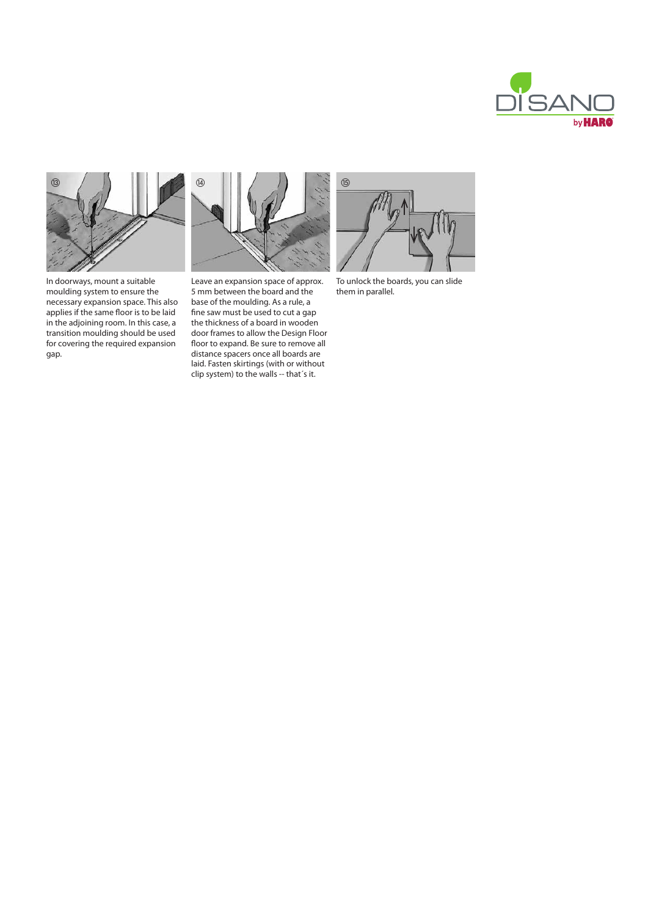⑬ In doorways, mount a suitable moulding system to ensure the necessary expansion space. This also applies if the same floor is to be laid in the adjoining room. In this case, a transition moulding should be used for covering the required expansion gap.

⑭ Leave an expansion space of approx. 5 mm between the board and the base of the moulding. As a rule, a fine saw must be used to cut a gap the thickness of a board in wooden door frames to allow the Design Floor floor to expand. Be sure to remove all distance spacers once all boards are laid. Fasten skirtings (with or without clip system) to the walls -- that´s it.

⑮ To unlock the boards, you can slide them in parallel.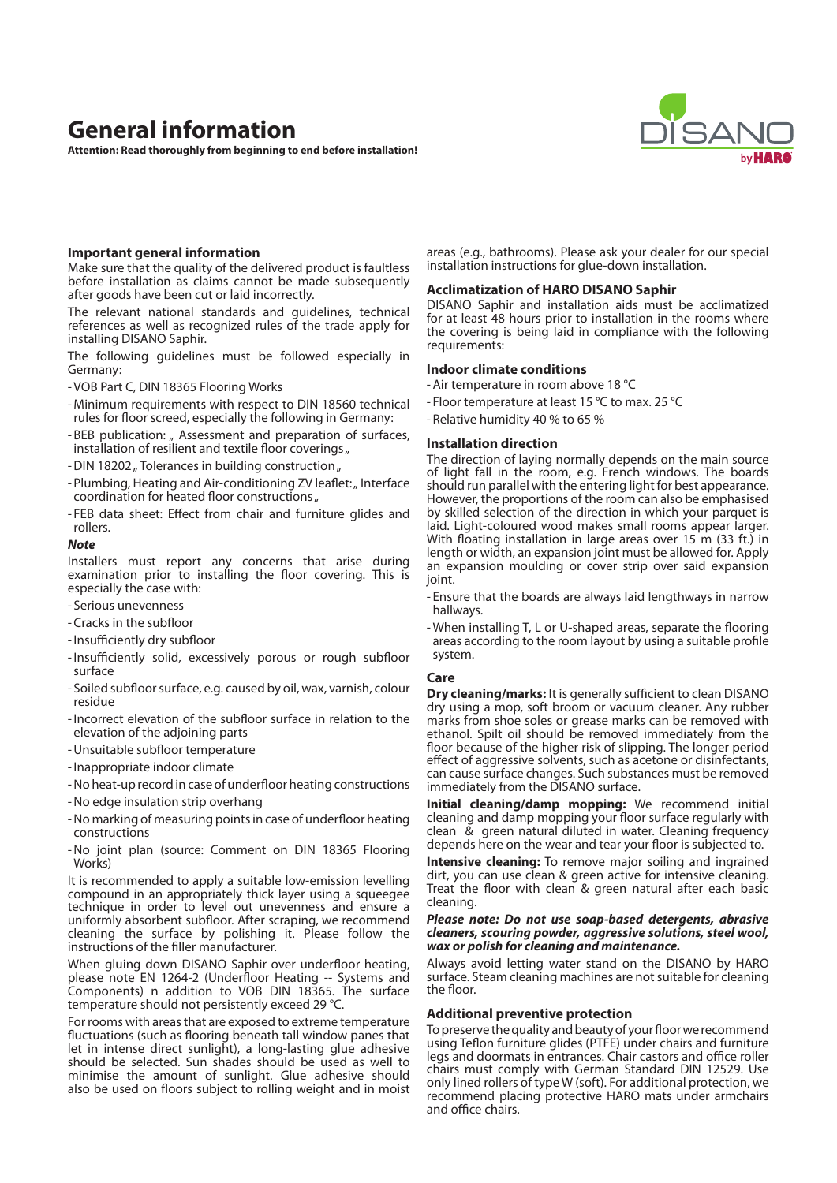# General information

**Attention: Read thoroughly from beginning to end before installation!**

### Important general information

Make sure that the quality of the delivered product is faultless before installation as claims cannot be made subsequently after goods have been cut or laid incorrectly.

The relevant national standards and guidelines, technical references as well as recognized rules of the trade apply for installing DISANO Saphir.

The following guidelines must be followed especially in Germany:

- VOB Part C, DIN 18365 Flooring Works
- Minimum requirements with respect to DIN 18560 technical rules for floor screed, especially the following in Germany:
- BEB publication: „ Assessment and preparation of surfaces, installation of resilient and textile floor coverings„
- DIN 18202„ Tolerances in building construction„
- Plumbing, Heating and Air-conditioning ZV leaflet:„ Interface coordination for heated floor constructions„
- FEB data sheet: Effect from chair and furniture glides and rollers.

***Note***

Installers must report any concerns that arise during examination prior to installing the floor covering. This is especially the case with:

- Serious unevenness
- Cracks in the subfloor
- Insufficiently dry subfloor
- Insufficiently solid, excessively porous or rough subfloor surface
- Soiled subfloor surface, e.g. caused by oil, wax, varnish, colour residue
- Incorrect elevation of the subfloor surface in relation to the elevation of the adjoining parts
- Unsuitable subfloor temperature
- Inappropriate indoor climate
- No heat-up record in case of underfloor heating constructions
- No edge insulation strip overhang
- No marking of measuring points in case of underfloor heating constructions
- No joint plan (source: Comment on DIN 18365 Flooring Works)

It is recommended to apply a suitable low-emission levelling compound in an appropriately thick layer using a squeegee technique in order to level out unevenness and ensure a uniformly absorbent subfloor. After scraping, we recommend cleaning the surface by polishing it. Please follow the instructions of the filler manufacturer.

When gluing down DISANO Saphir over underfloor heating, please note EN 1264-2 (Underfloor Heating -- Systems and Components) n addition to VOB DIN 18365. The surface temperature should not persistently exceed 29 °C.

For rooms with areas that are exposed to extreme temperature fluctuations (such as flooring beneath tall window panes that let in intense direct sunlight), a long-lasting glue adhesive should be selected. Sun shades should be used as well to minimise the amount of sunlight. Glue adhesive should also be used on floors subject to rolling weight and in moist areas (e.g., bathrooms). Please ask your dealer for our special installation instructions for glue-down installation.

### Acclimatization of HARO DISANO Saphir

DISANO Saphir and installation aids must be acclimatized for at least 48 hours prior to installation in the rooms where the covering is being laid in compliance with the following requirements:

### Indoor climate conditions

- Air temperature in room above 18 °C
- Floor temperature at least 15 °C to max. 25 °C
- Relative humidity 40 % to 65 %

### Installation direction

The direction of laying normally depends on the main source of light fall in the room, e.g. French windows. The boards should run parallel with the entering light for best appearance. However, the proportions of the room can also be emphasised by skilled selection of the direction in which your parquet is laid. Light-coloured wood makes small rooms appear larger. With floating installation in large areas over 15 m (33 ft.) in length or width, an expansion joint must be allowed for. Apply an expansion moulding or cover strip over said expansion joint.

- Ensure that the boards are always laid lengthways in narrow hallways.
- When installing T, L or U-shaped areas, separate the flooring areas according to the room layout by using a suitable profile system.

### Care

**Dry cleaning/marks:** It is generally sufficient to clean DISANO dry using a mop, soft broom or vacuum cleaner. Any rubber marks from shoe soles or grease marks can be removed with ethanol. Spilt oil should be removed immediately from the floor because of the higher risk of slipping. The longer period effect of aggressive solvents, such as acetone or disinfectants, can cause surface changes. Such substances must be removed immediately from the DISANO surface.

**Initial cleaning/damp mopping:** We recommend initial cleaning and damp mopping your floor surface regularly with clean & green natural diluted in water. Cleaning frequency depends here on the wear and tear your floor is subjected to.

**Intensive cleaning:** To remove major soiling and ingrained dirt, you can use clean & green active for intensive cleaning. Treat the floor with clean & green natural after each basic cleaning.

***Please note: Do not use soap-based detergents, abrasive cleaners, scouring powder, aggressive solutions, steel wool, wax or polish for cleaning and maintenance.***

Always avoid letting water stand on the DISANO by HARO surface. Steam cleaning machines are not suitable for cleaning the floor.

### Additional preventive protection

To preserve the quality and beauty of your floor we recommend using Teflon furniture glides (PTFE) under chairs and furniture legs and doormats in entrances. Chair castors and office roller chairs must comply with German Standard DIN 12529. Use only lined rollers of type W (soft). For additional protection, we recommend placing protective HARO mats under armchairs and office chairs.